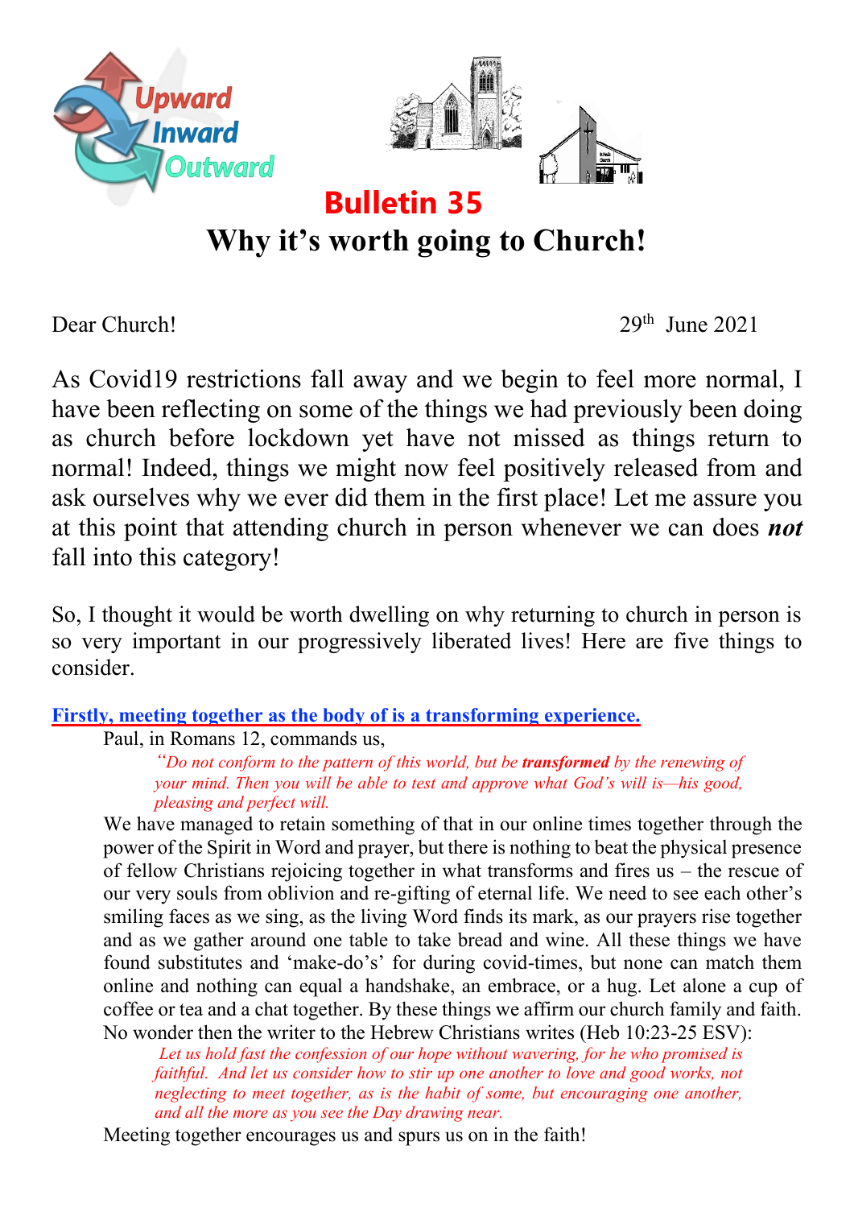Upward
Inward
Outward

# Bulletin 35

# Why it's worth going to Church!

Dear Church! 29th June 2021

As Covid19 restrictions fall away and we begin to feel more normal, I have been reflecting on some of the things we had previously been doing as church before lockdown yet have not missed as things return to normal! Indeed, things we might now feel positively released from and ask ourselves why we ever did them in the first place! Let me assure you at this point that attending church in person whenever we can does ***not*** fall into this category!

So, I thought it would be worth dwelling on why returning to church in person is so very important in our progressively liberated lives! Here are five things to consider.

**Firstly, meeting together as the body of is a transforming experience.**

Paul, in Romans 12, commands us,

> *"Do not conform to the pattern of this world, but be **transformed** by the renewing of your mind. Then you will be able to test and approve what God's will is—his good, pleasing and perfect will.*

We have managed to retain something of that in our online times together through the power of the Spirit in Word and prayer, but there is nothing to beat the physical presence of fellow Christians rejoicing together in what transforms and fires us – the rescue of our very souls from oblivion and re-gifting of eternal life. We need to see each other's smiling faces as we sing, as the living Word finds its mark, as our prayers rise together and as we gather around one table to take bread and wine. All these things we have found substitutes and 'make-do's' for during covid-times, but none can match them online and nothing can equal a handshake, an embrace, or a hug. Let alone a cup of coffee or tea and a chat together. By these things we affirm our church family and faith. No wonder then the writer to the Hebrew Christians writes (Heb 10:23-25 ESV):

> *Let us hold fast the confession of our hope without wavering, for he who promised is faithful. And let us consider how to stir up one another to love and good works, not neglecting to meet together, as is the habit of some, but encouraging one another, and all the more as you see the Day drawing near.*

Meeting together encourages us and spurs us on in the faith!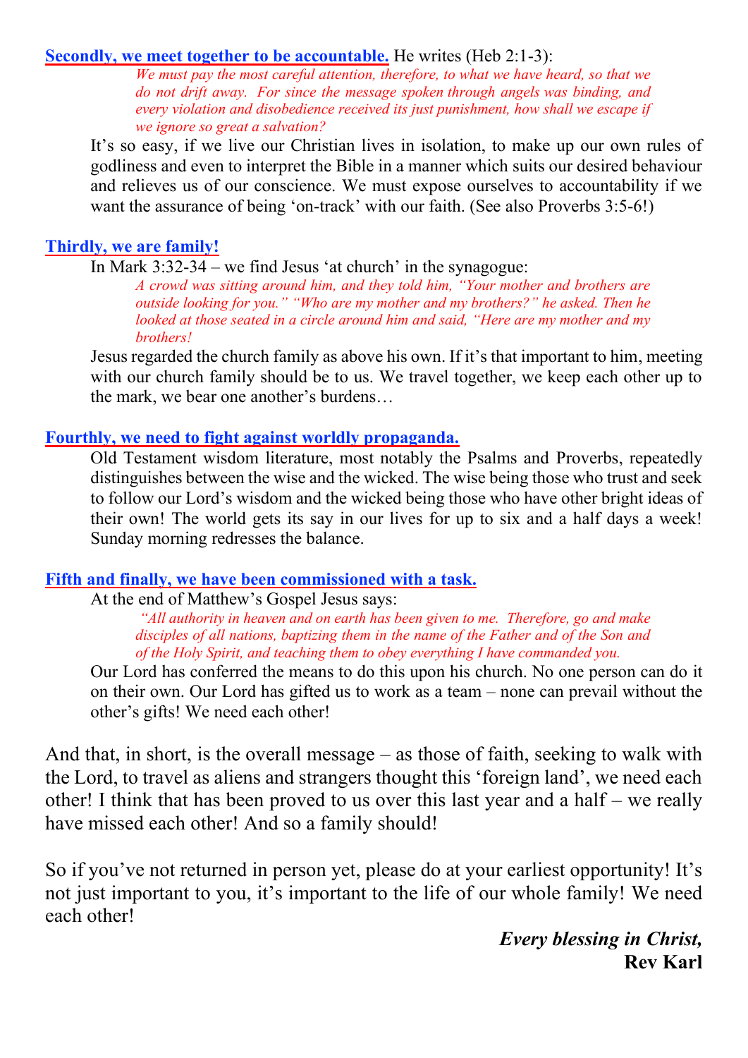**Secondly, we meet together to be accountable.** He writes (Heb 2:1-3):

> *We must pay the most careful attention, therefore, to what we have heard, so that we do not drift away. For since the message spoken through angels was binding, and every violation and disobedience received its just punishment, how shall we escape if we ignore so great a salvation?*

It's so easy, if we live our Christian lives in isolation, to make up our own rules of godliness and even to interpret the Bible in a manner which suits our desired behaviour and relieves us of our conscience. We must expose ourselves to accountability if we want the assurance of being 'on-track' with our faith. (See also Proverbs 3:5-6!)

**Thirdly, we are family!**

In Mark 3:32-34 – we find Jesus 'at church' in the synagogue:

> *A crowd was sitting around him, and they told him, "Your mother and brothers are outside looking for you." "Who are my mother and my brothers?" he asked. Then he looked at those seated in a circle around him and said, "Here are my mother and my brothers!*

Jesus regarded the church family as above his own. If it's that important to him, meeting with our church family should be to us. We travel together, we keep each other up to the mark, we bear one another's burdens…

**Fourthly, we need to fight against worldly propaganda.**

Old Testament wisdom literature, most notably the Psalms and Proverbs, repeatedly distinguishes between the wise and the wicked. The wise being those who trust and seek to follow our Lord's wisdom and the wicked being those who have other bright ideas of their own! The world gets its say in our lives for up to six and a half days a week! Sunday morning redresses the balance.

**Fifth and finally, we have been commissioned with a task.**

At the end of Matthew's Gospel Jesus says:

> *"All authority in heaven and on earth has been given to me. Therefore, go and make disciples of all nations, baptizing them in the name of the Father and of the Son and of the Holy Spirit, and teaching them to obey everything I have commanded you.*

Our Lord has conferred the means to do this upon his church. No one person can do it on their own. Our Lord has gifted us to work as a team – none can prevail without the other's gifts! We need each other!

And that, in short, is the overall message – as those of faith, seeking to walk with the Lord, to travel as aliens and strangers thought this 'foreign land', we need each other! I think that has been proved to us over this last year and a half – we really have missed each other! And so a family should!

So if you've not returned in person yet, please do at your earliest opportunity! It's not just important to you, it's important to the life of our whole family! We need each other!

*Every blessing in Christ,*
**Rev Karl**